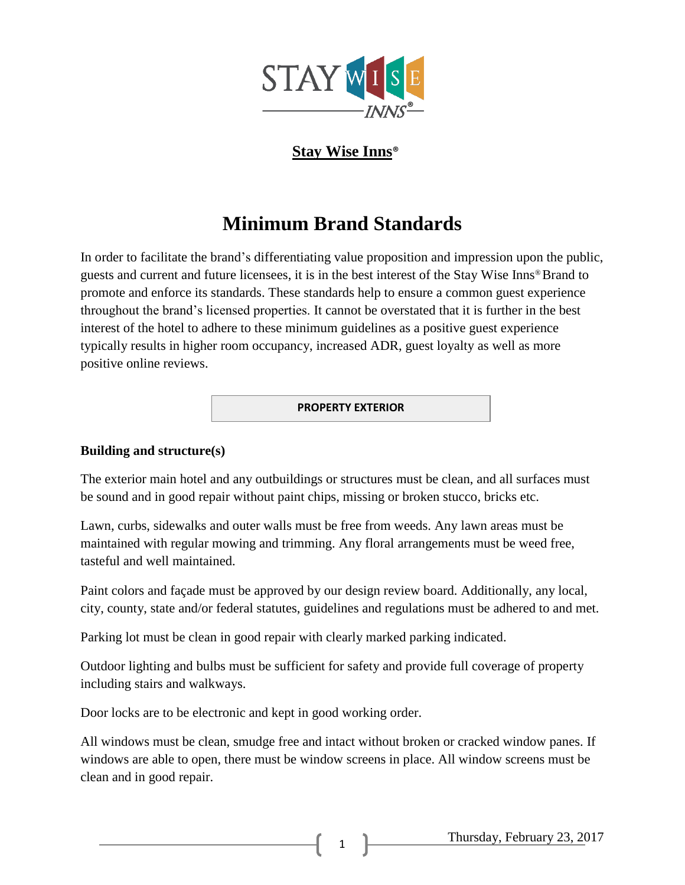**Stay Wise Inns®**

# Minimum Brand Standards

In order to facilitate the brand's differentiating value proposition and impression upon the public, guests and current and future licensees, it is in the best interest of the Stay Wise Inns® Brand to promote and enforce its standards. These standards help to ensure a common guest experience throughout the brand's licensed properties. It cannot be overstated that it is further in the best interest of the hotel to adhere to these minimum guidelines as a positive guest experience typically results in higher room occupancy, increased ADR, guest loyalty as well as more positive online reviews.

## PROPERTY EXTERIOR

### Building and structure(s)

The exterior main hotel and any outbuildings or structures must be clean, and all surfaces must be sound and in good repair without paint chips, missing or broken stucco, bricks etc.

Lawn, curbs, sidewalks and outer walls must be free from weeds. Any lawn areas must be maintained with regular mowing and trimming. Any floral arrangements must be weed free, tasteful and well maintained.

Paint colors and façade must be approved by our design review board. Additionally, any local, city, county, state and/or federal statutes, guidelines and regulations must be adhered to and met.

Parking lot must be clean in good repair with clearly marked parking indicated.

Outdoor lighting and bulbs must be sufficient for safety and provide full coverage of property including stairs and walkways.

Door locks are to be electronic and kept in good working order.

All windows must be clean, smudge free and intact without broken or cracked window panes. If windows are able to open, there must be window screens in place. All window screens must be clean and in good repair.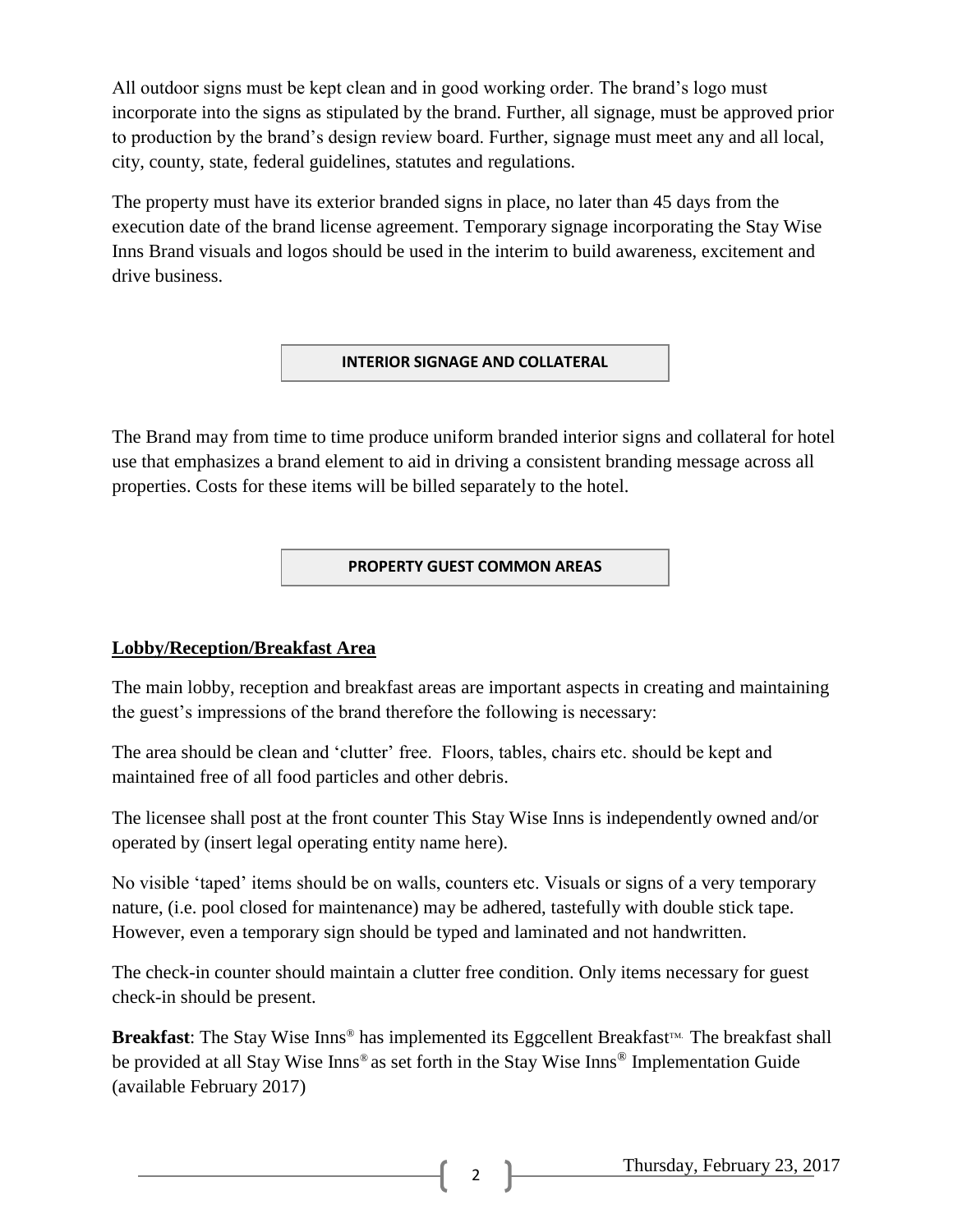All outdoor signs must be kept clean and in good working order. The brand's logo must incorporate into the signs as stipulated by the brand. Further, all signage, must be approved prior to production by the brand's design review board. Further, signage must meet any and all local, city, county, state, federal guidelines, statutes and regulations.

The property must have its exterior branded signs in place, no later than 45 days from the execution date of the brand license agreement. Temporary signage incorporating the Stay Wise Inns Brand visuals and logos should be used in the interim to build awareness, excitement and drive business.

## INTERIOR SIGNAGE AND COLLATERAL

The Brand may from time to time produce uniform branded interior signs and collateral for hotel use that emphasizes a brand element to aid in driving a consistent branding message across all properties. Costs for these items will be billed separately to the hotel.

## PROPERTY GUEST COMMON AREAS

### Lobby/Reception/Breakfast Area

The main lobby, reception and breakfast areas are important aspects in creating and maintaining the guest's impressions of the brand therefore the following is necessary:

The area should be clean and 'clutter' free. Floors, tables, chairs etc. should be kept and maintained free of all food particles and other debris.

The licensee shall post at the front counter This Stay Wise Inns is independently owned and/or operated by (insert legal operating entity name here).

No visible 'taped' items should be on walls, counters etc. Visuals or signs of a very temporary nature, (i.e. pool closed for maintenance) may be adhered, tastefully with double stick tape. However, even a temporary sign should be typed and laminated and not handwritten.

The check-in counter should maintain a clutter free condition. Only items necessary for guest check-in should be present.

**Breakfast**: The Stay Wise Inns® has implemented its Eggcellent Breakfast™. The breakfast shall be provided at all Stay Wise Inns® as set forth in the Stay Wise Inns® Implementation Guide (available February 2017)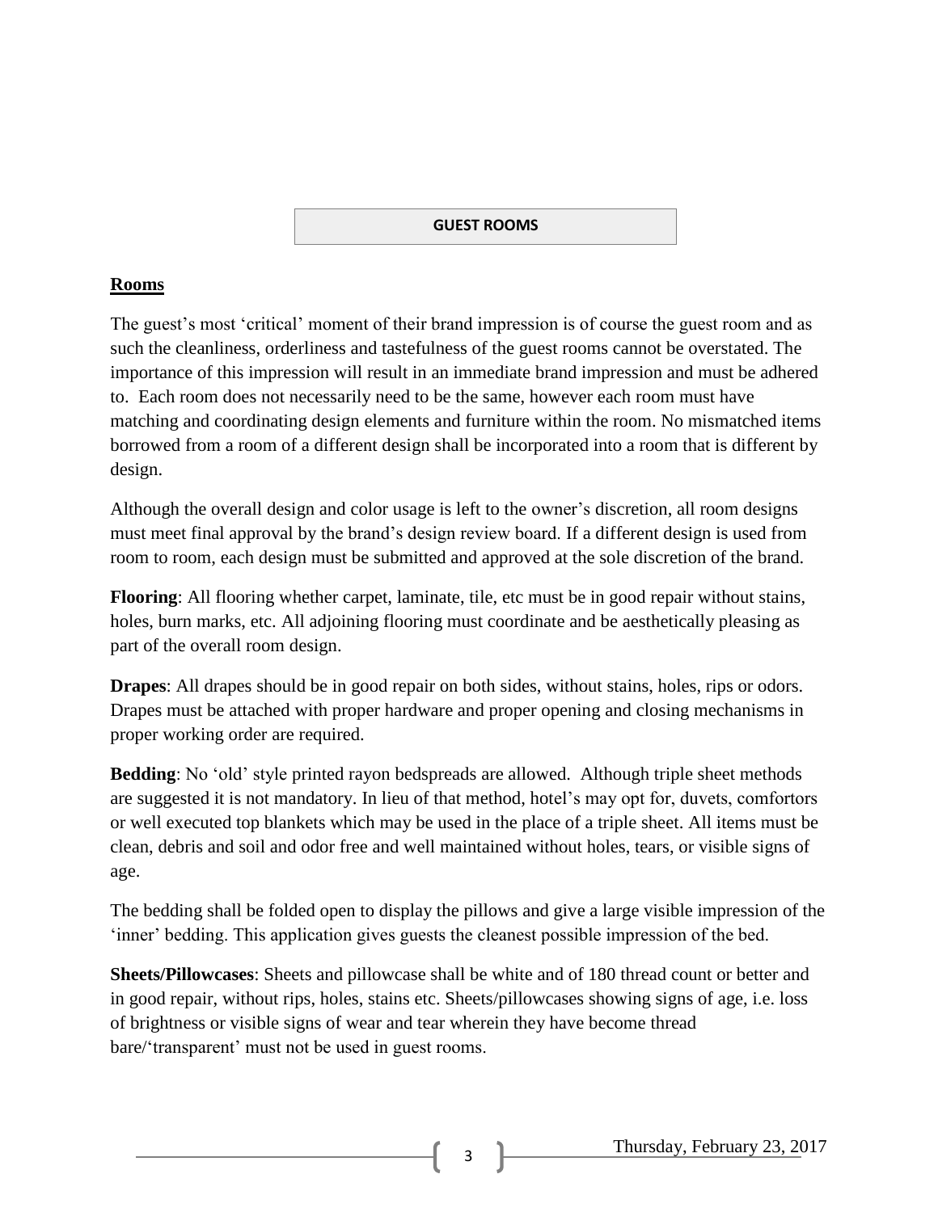## GUEST ROOMS

### Rooms

The guest's most 'critical' moment of their brand impression is of course the guest room and as such the cleanliness, orderliness and tastefulness of the guest rooms cannot be overstated. The importance of this impression will result in an immediate brand impression and must be adhered to. Each room does not necessarily need to be the same, however each room must have matching and coordinating design elements and furniture within the room. No mismatched items borrowed from a room of a different design shall be incorporated into a room that is different by design.

Although the overall design and color usage is left to the owner's discretion, all room designs must meet final approval by the brand's design review board. If a different design is used from room to room, each design must be submitted and approved at the sole discretion of the brand.

**Flooring**: All flooring whether carpet, laminate, tile, etc must be in good repair without stains, holes, burn marks, etc. All adjoining flooring must coordinate and be aesthetically pleasing as part of the overall room design.

**Drapes**: All drapes should be in good repair on both sides, without stains, holes, rips or odors. Drapes must be attached with proper hardware and proper opening and closing mechanisms in proper working order are required.

**Bedding**: No 'old' style printed rayon bedspreads are allowed. Although triple sheet methods are suggested it is not mandatory. In lieu of that method, hotel's may opt for, duvets, comfortors or well executed top blankets which may be used in the place of a triple sheet. All items must be clean, debris and soil and odor free and well maintained without holes, tears, or visible signs of age.

The bedding shall be folded open to display the pillows and give a large visible impression of the 'inner' bedding. This application gives guests the cleanest possible impression of the bed.

**Sheets/Pillowcases**: Sheets and pillowcase shall be white and of 180 thread count or better and in good repair, without rips, holes, stains etc. Sheets/pillowcases showing signs of age, i.e. loss of brightness or visible signs of wear and tear wherein they have become thread bare/'transparent' must not be used in guest rooms.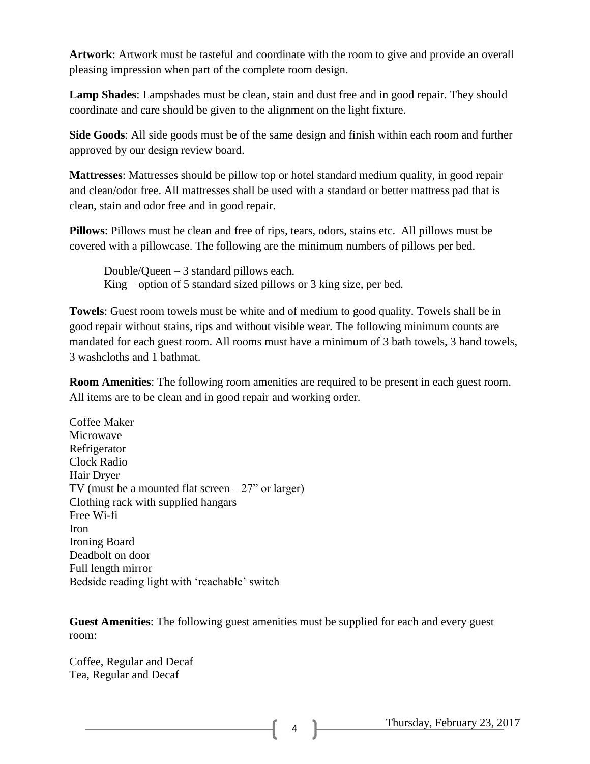**Artwork**: Artwork must be tasteful and coordinate with the room to give and provide an overall pleasing impression when part of the complete room design.

**Lamp Shades**: Lampshades must be clean, stain and dust free and in good repair. They should coordinate and care should be given to the alignment on the light fixture.

**Side Goods**: All side goods must be of the same design and finish within each room and further approved by our design review board.

**Mattresses**: Mattresses should be pillow top or hotel standard medium quality, in good repair and clean/odor free. All mattresses shall be used with a standard or better mattress pad that is clean, stain and odor free and in good repair.

**Pillows**: Pillows must be clean and free of rips, tears, odors, stains etc. All pillows must be covered with a pillowcase. The following are the minimum numbers of pillows per bed.

> Double/Queen – 3 standard pillows each.
> King – option of 5 standard sized pillows or 3 king size, per bed.

**Towels**: Guest room towels must be white and of medium to good quality. Towels shall be in good repair without stains, rips and without visible wear. The following minimum counts are mandated for each guest room. All rooms must have a minimum of 3 bath towels, 3 hand towels, 3 washcloths and 1 bathmat.

**Room Amenities**: The following room amenities are required to be present in each guest room. All items are to be clean and in good repair and working order.

Coffee Maker
Microwave
Refrigerator
Clock Radio
Hair Dryer
TV (must be a mounted flat screen – 27" or larger)
Clothing rack with supplied hangars
Free Wi-fi
Iron
Ironing Board
Deadbolt on door
Full length mirror
Bedside reading light with 'reachable' switch

**Guest Amenities**: The following guest amenities must be supplied for each and every guest room:

Coffee, Regular and Decaf
Tea, Regular and Decaf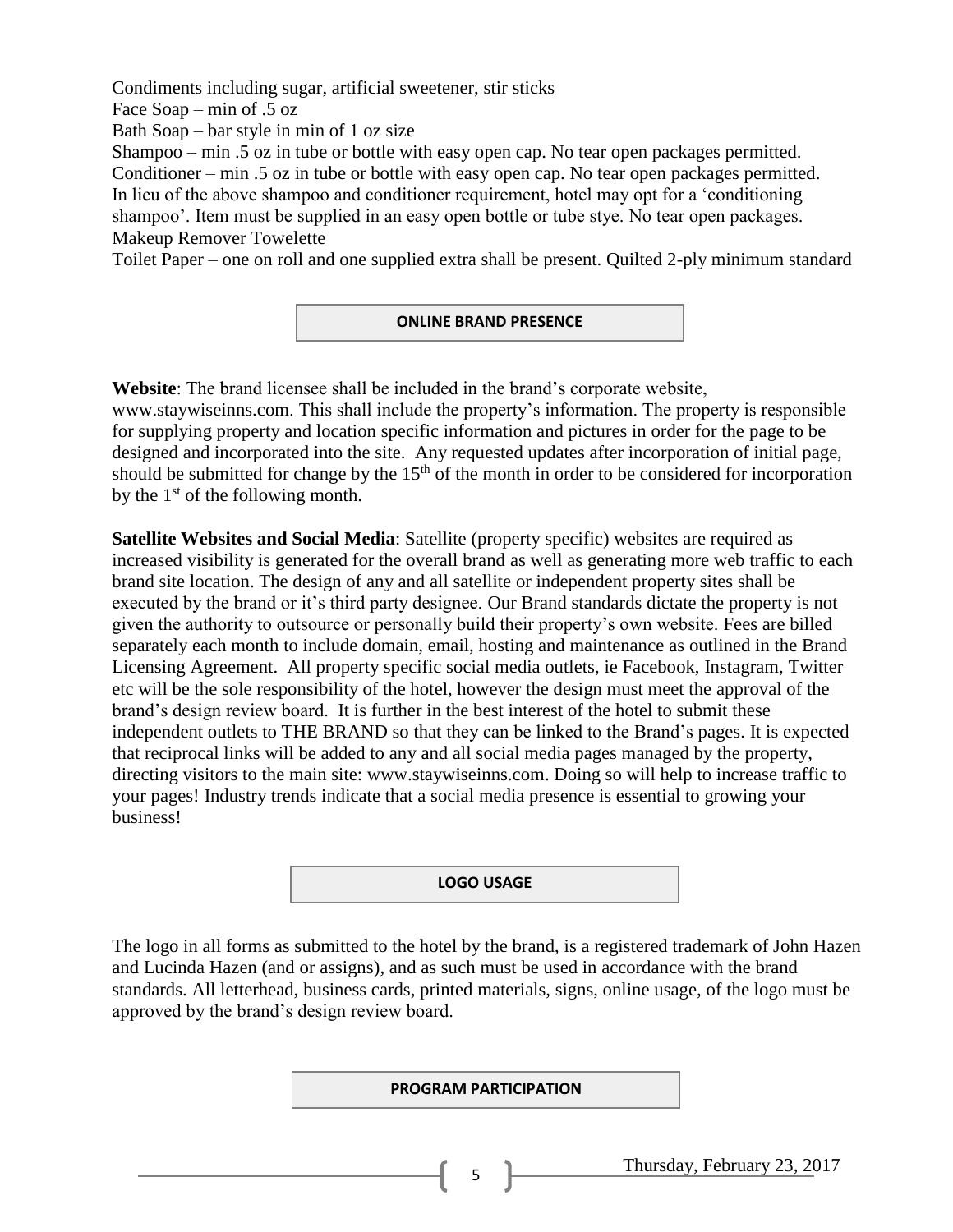Condiments including sugar, artificial sweetener, stir sticks
Face Soap – min of .5 oz
Bath Soap – bar style in min of 1 oz size
Shampoo – min .5 oz in tube or bottle with easy open cap. No tear open packages permitted.
Conditioner – min .5 oz in tube or bottle with easy open cap. No tear open packages permitted.
In lieu of the above shampoo and conditioner requirement, hotel may opt for a 'conditioning shampoo'. Item must be supplied in an easy open bottle or tube stye. No tear open packages.
Makeup Remover Towelette
Toilet Paper – one on roll and one supplied extra shall be present. Quilted 2-ply minimum standard

## ONLINE BRAND PRESENCE

**Website**: The brand licensee shall be included in the brand's corporate website, www.staywiseinns.com. This shall include the property's information. The property is responsible for supplying property and location specific information and pictures in order for the page to be designed and incorporated into the site. Any requested updates after incorporation of initial page, should be submitted for change by the 15th of the month in order to be considered for incorporation by the 1st of the following month.

**Satellite Websites and Social Media**: Satellite (property specific) websites are required as increased visibility is generated for the overall brand as well as generating more web traffic to each brand site location. The design of any and all satellite or independent property sites shall be executed by the brand or it's third party designee. Our Brand standards dictate the property is not given the authority to outsource or personally build their property's own website. Fees are billed separately each month to include domain, email, hosting and maintenance as outlined in the Brand Licensing Agreement. All property specific social media outlets, ie Facebook, Instagram, Twitter etc will be the sole responsibility of the hotel, however the design must meet the approval of the brand's design review board. It is further in the best interest of the hotel to submit these independent outlets to THE BRAND so that they can be linked to the Brand's pages. It is expected that reciprocal links will be added to any and all social media pages managed by the property, directing visitors to the main site: www.staywiseinns.com. Doing so will help to increase traffic to your pages! Industry trends indicate that a social media presence is essential to growing your business!

## LOGO USAGE

The logo in all forms as submitted to the hotel by the brand, is a registered trademark of John Hazen and Lucinda Hazen (and or assigns), and as such must be used in accordance with the brand standards. All letterhead, business cards, printed materials, signs, online usage, of the logo must be approved by the brand's design review board.

## PROGRAM PARTICIPATION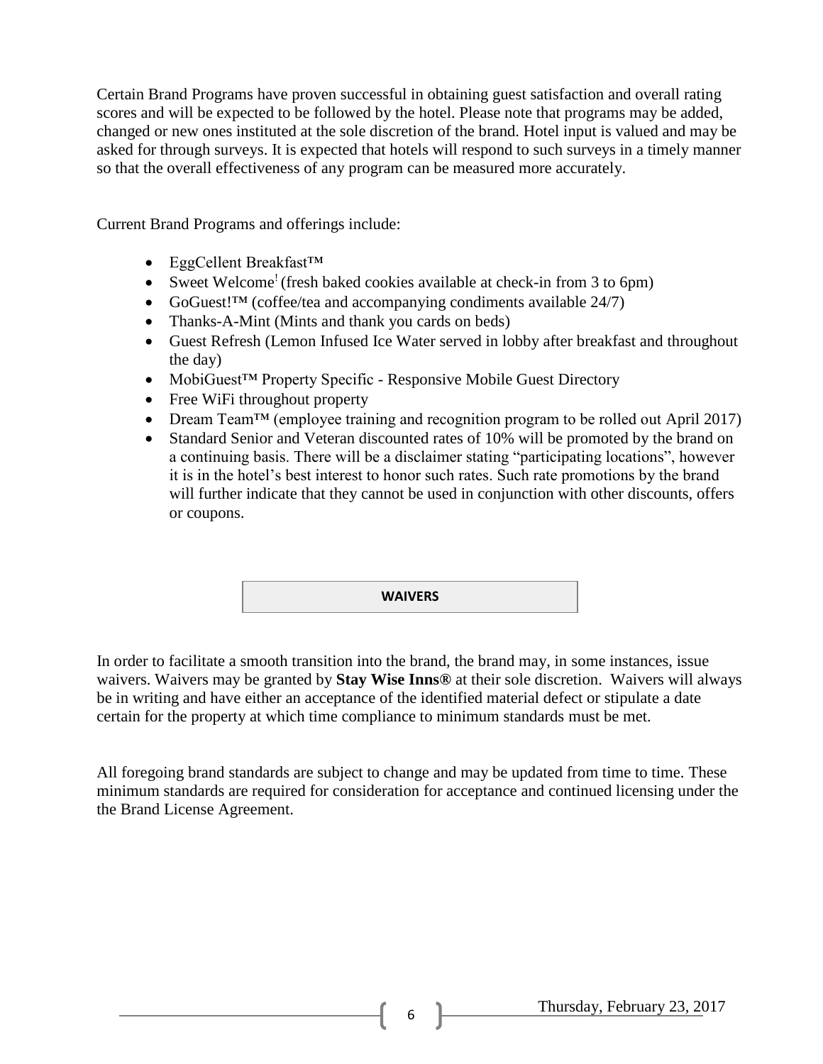Certain Brand Programs have proven successful in obtaining guest satisfaction and overall rating scores and will be expected to be followed by the hotel. Please note that programs may be added, changed or new ones instituted at the sole discretion of the brand. Hotel input is valued and may be asked for through surveys. It is expected that hotels will respond to such surveys in a timely manner so that the overall effectiveness of any program can be measured more accurately.

Current Brand Programs and offerings include:

- EggCellent Breakfast™
- Sweet Welcome! (fresh baked cookies available at check-in from 3 to 6pm)
- GoGuest!™ (coffee/tea and accompanying condiments available 24/7)
- Thanks-A-Mint (Mints and thank you cards on beds)
- Guest Refresh (Lemon Infused Ice Water served in lobby after breakfast and throughout the day)
- MobiGuest™ Property Specific - Responsive Mobile Guest Directory
- Free WiFi throughout property
- Dream Team™ (employee training and recognition program to be rolled out April 2017)
- Standard Senior and Veteran discounted rates of 10% will be promoted by the brand on a continuing basis. There will be a disclaimer stating "participating locations", however it is in the hotel's best interest to honor such rates. Such rate promotions by the brand will further indicate that they cannot be used in conjunction with other discounts, offers or coupons.

## WAIVERS

In order to facilitate a smooth transition into the brand, the brand may, in some instances, issue waivers. Waivers may be granted by **Stay Wise Inns®** at their sole discretion. Waivers will always be in writing and have either an acceptance of the identified material defect or stipulate a date certain for the property at which time compliance to minimum standards must be met.

All foregoing brand standards are subject to change and may be updated from time to time. These minimum standards are required for consideration for acceptance and continued licensing under the the Brand License Agreement.